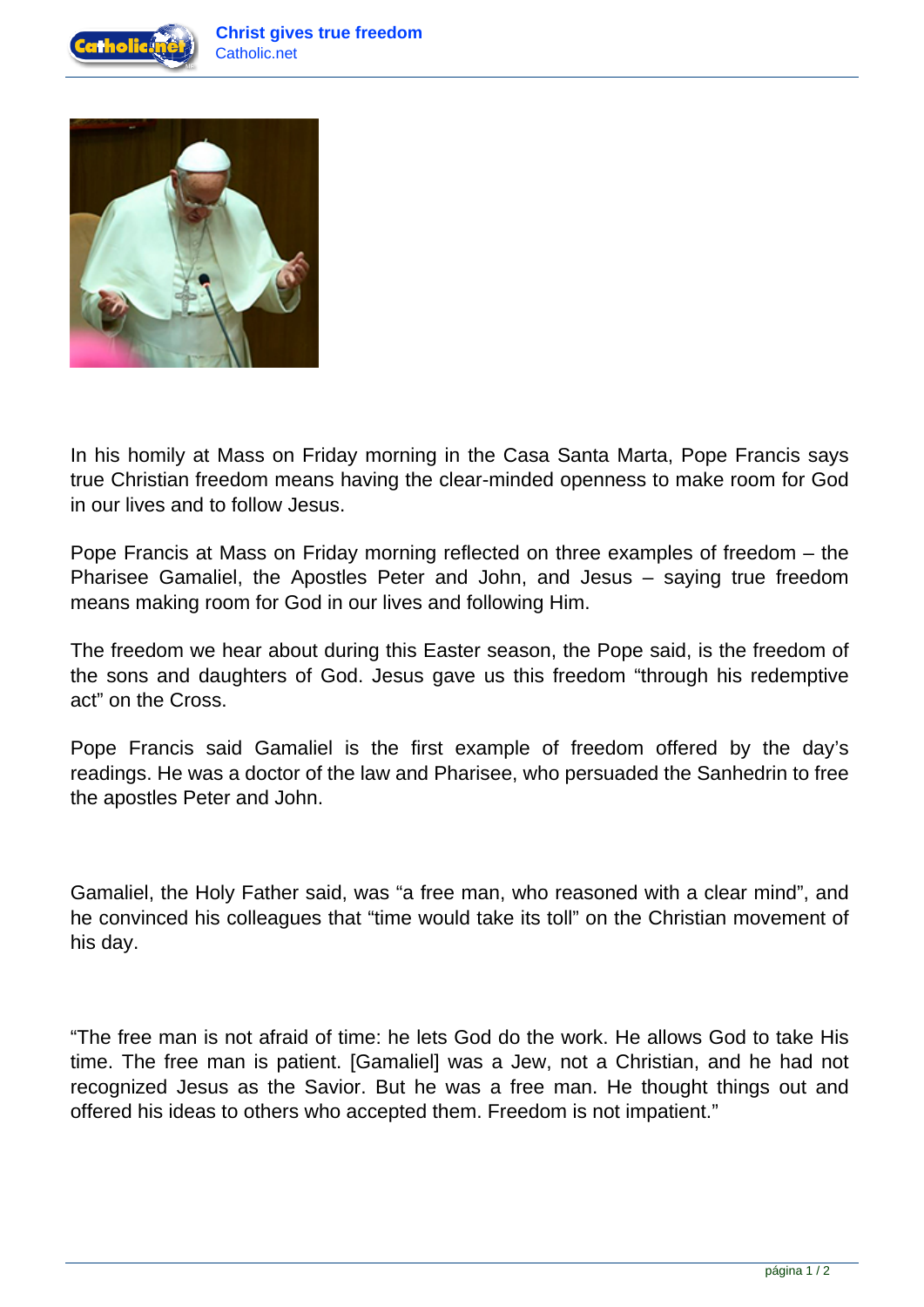In his homily at Mass on Friday morning in the Casa Santa Marta, Pope Francis says true Christian freedom means having the clear-minded openness to make room for God in our lives and to follow Jesus.

Pope Francis at Mass on Friday morning reflected on three examples of freedom – the Pharisee Gamaliel, the Apostles Peter and John, and Jesus – saying true freedom means making room for God in our lives and following Him.

The freedom we hear about during this Easter season, the Pope said, is the freedom of the sons and daughters of God. Jesus gave us this freedom "through his redemptive act" on the Cross.

Pope Francis said Gamaliel is the first example of freedom offered by the day's readings. He was a doctor of the law and Pharisee, who persuaded the Sanhedrin to free the apostles Peter and John.

Gamaliel, the Holy Father said, was "a free man, who reasoned with a clear mind", and he convinced his colleagues that "time would take its toll" on the Christian movement of his day.

"The free man is not afraid of time: he lets God do the work. He allows God to take His time. The free man is patient. [Gamaliel] was a Jew, not a Christian, and he had not recognized Jesus as the Savior. But he was a free man. He thought things out and offered his ideas to others who accepted them. Freedom is not impatient."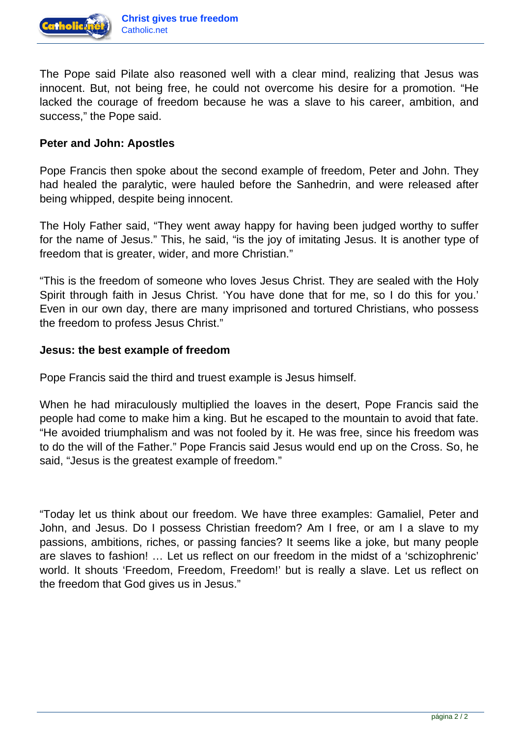The Pope said Pilate also reasoned well with a clear mind, realizing that Jesus was innocent. But, not being free, he could not overcome his desire for a promotion. "He lacked the courage of freedom because he was a slave to his career, ambition, and success," the Pope said.

**Peter and John: Apostles**

Pope Francis then spoke about the second example of freedom, Peter and John. They had healed the paralytic, were hauled before the Sanhedrin, and were released after being whipped, despite being innocent.

The Holy Father said, "They went away happy for having been judged worthy to suffer for the name of Jesus." This, he said, "is the joy of imitating Jesus. It is another type of freedom that is greater, wider, and more Christian."

"This is the freedom of someone who loves Jesus Christ. They are sealed with the Holy Spirit through faith in Jesus Christ. 'You have done that for me, so I do this for you.' Even in our own day, there are many imprisoned and tortured Christians, who possess the freedom to profess Jesus Christ."

**Jesus: the best example of freedom**

Pope Francis said the third and truest example is Jesus himself.

When he had miraculously multiplied the loaves in the desert, Pope Francis said the people had come to make him a king. But he escaped to the mountain to avoid that fate. "He avoided triumphalism and was not fooled by it. He was free, since his freedom was to do the will of the Father." Pope Francis said Jesus would end up on the Cross. So, he said, "Jesus is the greatest example of freedom."

"Today let us think about our freedom. We have three examples: Gamaliel, Peter and John, and Jesus. Do I possess Christian freedom? Am I free, or am I a slave to my passions, ambitions, riches, or passing fancies? It seems like a joke, but many people are slaves to fashion! … Let us reflect on our freedom in the midst of a 'schizophrenic' world. It shouts 'Freedom, Freedom, Freedom!' but is really a slave. Let us reflect on the freedom that God gives us in Jesus."